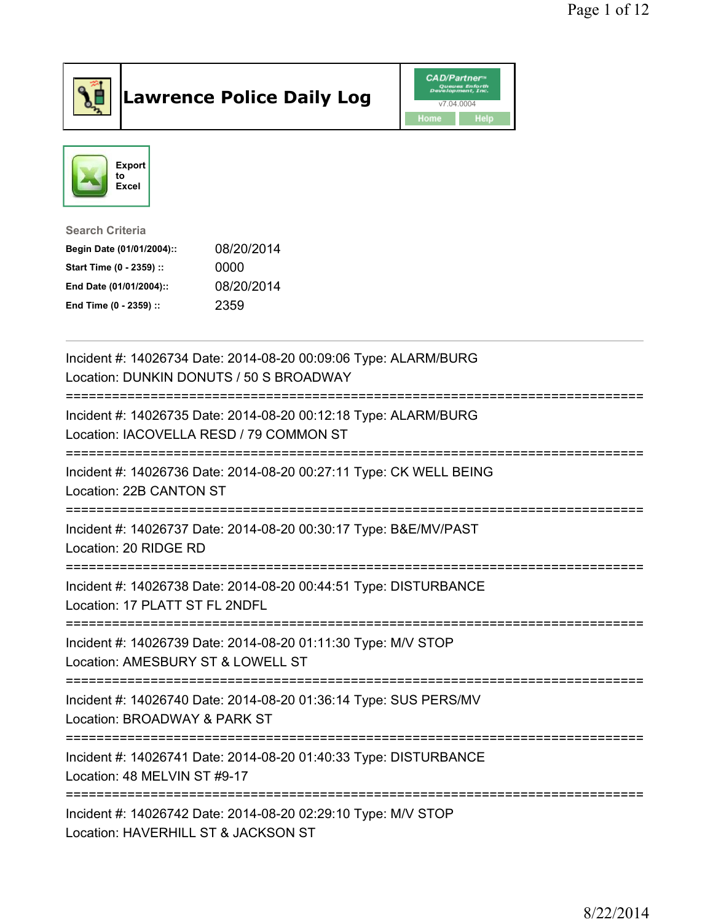# Lawrence Police Daily Log

CAD/Partner™ v7.04.0004

Home | Help

Export to Excel

**Search Criteria**

| | |
|---|---|
| **Begin Date (01/01/2004)::** | 08/20/2014 |
| **Start Time (0 - 2359) ::** | 0000 |
| **End Date (01/01/2004)::** | 08/20/2014 |
| **End Time (0 - 2359) ::** | 2359 |

---

Incident #: 14026734 Date: 2014-08-20 00:09:06 Type: ALARM/BURG
Location: DUNKIN DONUTS / 50 S BROADWAY

===========================================================================

Incident #: 14026735 Date: 2014-08-20 00:12:18 Type: ALARM/BURG
Location: IACOVELLA RESD / 79 COMMON ST

===========================================================================

Incident #: 14026736 Date: 2014-08-20 00:27:11 Type: CK WELL BEING
Location: 22B CANTON ST

===========================================================================

Incident #: 14026737 Date: 2014-08-20 00:30:17 Type: B&E/MV/PAST
Location: 20 RIDGE RD

===========================================================================

Incident #: 14026738 Date: 2014-08-20 00:44:51 Type: DISTURBANCE
Location: 17 PLATT ST FL 2NDFL

===========================================================================

Incident #: 14026739 Date: 2014-08-20 01:11:30 Type: M/V STOP
Location: AMESBURY ST & LOWELL ST

===========================================================================

Incident #: 14026740 Date: 2014-08-20 01:36:14 Type: SUS PERS/MV
Location: BROADWAY & PARK ST

===========================================================================

Incident #: 14026741 Date: 2014-08-20 01:40:33 Type: DISTURBANCE
Location: 48 MELVIN ST #9-17

===========================================================================

Incident #: 14026742 Date: 2014-08-20 02:29:10 Type: M/V STOP
Location: HAVERHILL ST & JACKSON ST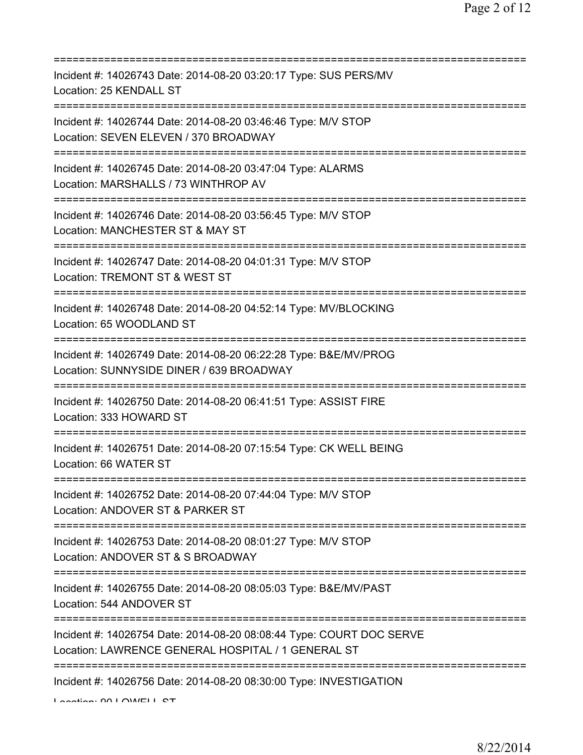===========================================================================
Incident #: 14026743 Date: 2014-08-20 03:20:17 Type: SUS PERS/MV
Location: 25 KENDALL ST
===========================================================================
Incident #: 14026744 Date: 2014-08-20 03:46:46 Type: M/V STOP
Location: SEVEN ELEVEN / 370 BROADWAY
===========================================================================
Incident #: 14026745 Date: 2014-08-20 03:47:04 Type: ALARMS
Location: MARSHALLS / 73 WINTHROP AV
===========================================================================
Incident #: 14026746 Date: 2014-08-20 03:56:45 Type: M/V STOP
Location: MANCHESTER ST & MAY ST
===========================================================================
Incident #: 14026747 Date: 2014-08-20 04:01:31 Type: M/V STOP
Location: TREMONT ST & WEST ST
===========================================================================
Incident #: 14026748 Date: 2014-08-20 04:52:14 Type: MV/BLOCKING
Location: 65 WOODLAND ST
===========================================================================
Incident #: 14026749 Date: 2014-08-20 06:22:28 Type: B&E/MV/PROG
Location: SUNNYSIDE DINER / 639 BROADWAY
===========================================================================
Incident #: 14026750 Date: 2014-08-20 06:41:51 Type: ASSIST FIRE
Location: 333 HOWARD ST
===========================================================================
Incident #: 14026751 Date: 2014-08-20 07:15:54 Type: CK WELL BEING
Location: 66 WATER ST
===========================================================================
Incident #: 14026752 Date: 2014-08-20 07:44:04 Type: M/V STOP
Location: ANDOVER ST & PARKER ST
===========================================================================
Incident #: 14026753 Date: 2014-08-20 08:01:27 Type: M/V STOP
Location: ANDOVER ST & S BROADWAY
===========================================================================
Incident #: 14026755 Date: 2014-08-20 08:05:03 Type: B&E/MV/PAST
Location: 544 ANDOVER ST
===========================================================================
Incident #: 14026754 Date: 2014-08-20 08:08:44 Type: COURT DOC SERVE
Location: LAWRENCE GENERAL HOSPITAL / 1 GENERAL ST
===========================================================================
Incident #: 14026756 Date: 2014-08-20 08:30:00 Type: INVESTIGATION
Location: 90 LOWELL ST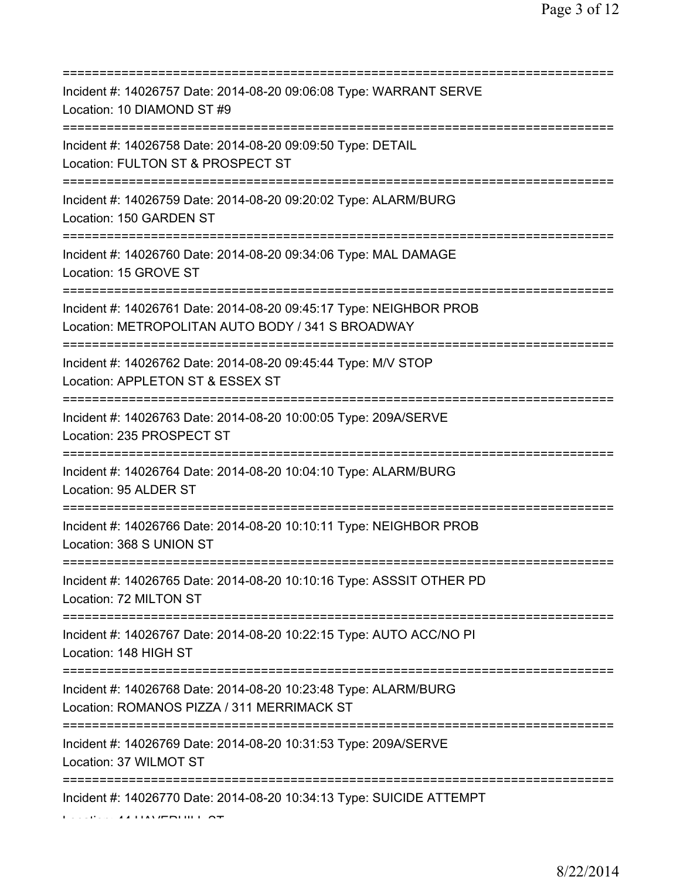===========================================================================
Incident #: 14026757 Date: 2014-08-20 09:06:08 Type: WARRANT SERVE
Location: 10 DIAMOND ST #9
===========================================================================
Incident #: 14026758 Date: 2014-08-20 09:09:50 Type: DETAIL
Location: FULTON ST & PROSPECT ST
===========================================================================
Incident #: 14026759 Date: 2014-08-20 09:20:02 Type: ALARM/BURG
Location: 150 GARDEN ST
===========================================================================
Incident #: 14026760 Date: 2014-08-20 09:34:06 Type: MAL DAMAGE
Location: 15 GROVE ST
===========================================================================
Incident #: 14026761 Date: 2014-08-20 09:45:17 Type: NEIGHBOR PROB
Location: METROPOLITAN AUTO BODY / 341 S BROADWAY
===========================================================================
Incident #: 14026762 Date: 2014-08-20 09:45:44 Type: M/V STOP
Location: APPLETON ST & ESSEX ST
===========================================================================
Incident #: 14026763 Date: 2014-08-20 10:00:05 Type: 209A/SERVE
Location: 235 PROSPECT ST
===========================================================================
Incident #: 14026764 Date: 2014-08-20 10:04:10 Type: ALARM/BURG
Location: 95 ALDER ST
===========================================================================
Incident #: 14026766 Date: 2014-08-20 10:10:11 Type: NEIGHBOR PROB
Location: 368 S UNION ST
===========================================================================
Incident #: 14026765 Date: 2014-08-20 10:10:16 Type: ASSSIT OTHER PD
Location: 72 MILTON ST
===========================================================================
Incident #: 14026767 Date: 2014-08-20 10:22:15 Type: AUTO ACC/NO PI
Location: 148 HIGH ST
===========================================================================
Incident #: 14026768 Date: 2014-08-20 10:23:48 Type: ALARM/BURG
Location: ROMANOS PIZZA / 311 MERRIMACK ST
===========================================================================
Incident #: 14026769 Date: 2014-08-20 10:31:53 Type: 209A/SERVE
Location: 37 WILMOT ST
===========================================================================
Incident #: 14026770 Date: 2014-08-20 10:34:13 Type: SUICIDE ATTEMPT
Location: 44 HAVERHILL ST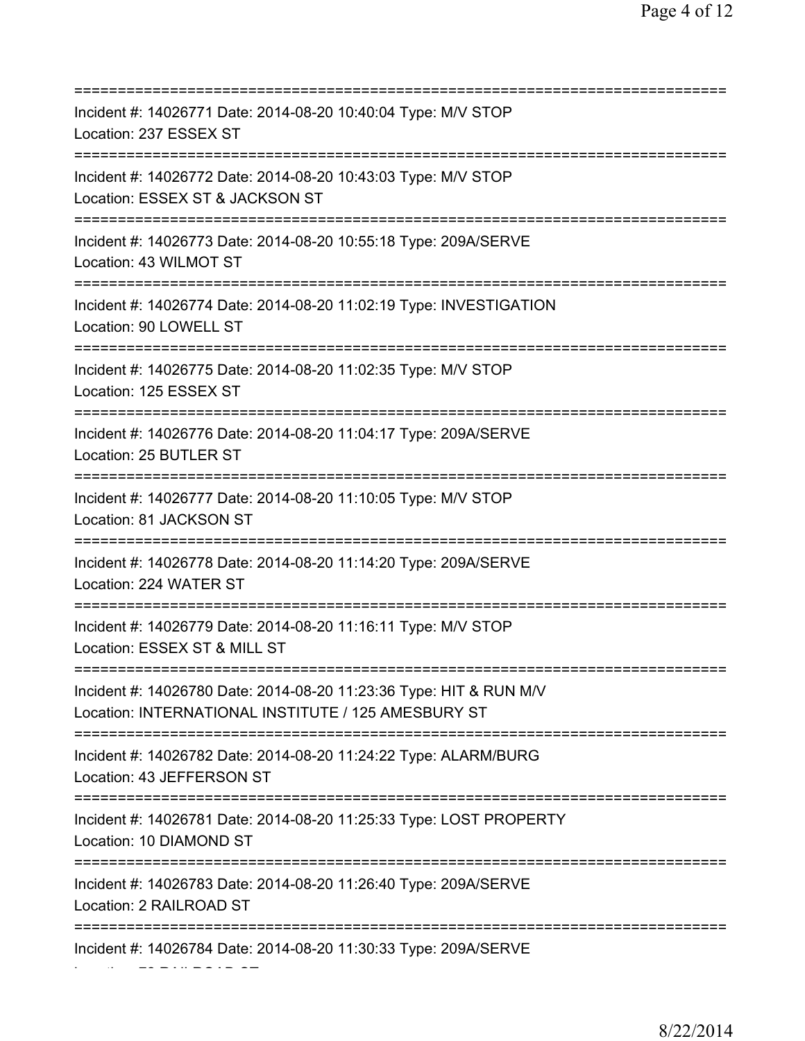===========================================================================

Incident #: 14026771 Date: 2014-08-20 10:40:04 Type: M/V STOP

Location: 237 ESSEX ST

===========================================================================

Incident #: 14026772 Date: 2014-08-20 10:43:03 Type: M/V STOP

Location: ESSEX ST & JACKSON ST

===========================================================================

Incident #: 14026773 Date: 2014-08-20 10:55:18 Type: 209A/SERVE

Location: 43 WILMOT ST

===========================================================================

Incident #: 14026774 Date: 2014-08-20 11:02:19 Type: INVESTIGATION

Location: 90 LOWELL ST

===========================================================================

Incident #: 14026775 Date: 2014-08-20 11:02:35 Type: M/V STOP

Location: 125 ESSEX ST

===========================================================================

Incident #: 14026776 Date: 2014-08-20 11:04:17 Type: 209A/SERVE

Location: 25 BUTLER ST

===========================================================================

Incident #: 14026777 Date: 2014-08-20 11:10:05 Type: M/V STOP

Location: 81 JACKSON ST

===========================================================================

Incident #: 14026778 Date: 2014-08-20 11:14:20 Type: 209A/SERVE

Location: 224 WATER ST

===========================================================================

Incident #: 14026779 Date: 2014-08-20 11:16:11 Type: M/V STOP

Location: ESSEX ST & MILL ST

===========================================================================

Incident #: 14026780 Date: 2014-08-20 11:23:36 Type: HIT & RUN M/V

Location: INTERNATIONAL INSTITUTE / 125 AMESBURY ST

===========================================================================

Incident #: 14026782 Date: 2014-08-20 11:24:22 Type: ALARM/BURG

Location: 43 JEFFERSON ST

===========================================================================

Incident #: 14026781 Date: 2014-08-20 11:25:33 Type: LOST PROPERTY

Location: 10 DIAMOND ST

===========================================================================

Incident #: 14026783 Date: 2014-08-20 11:26:40 Type: 209A/SERVE

Location: 2 RAILROAD ST

===========================================================================

Incident #: 14026784 Date: 2014-08-20 11:30:33 Type: 209A/SERVE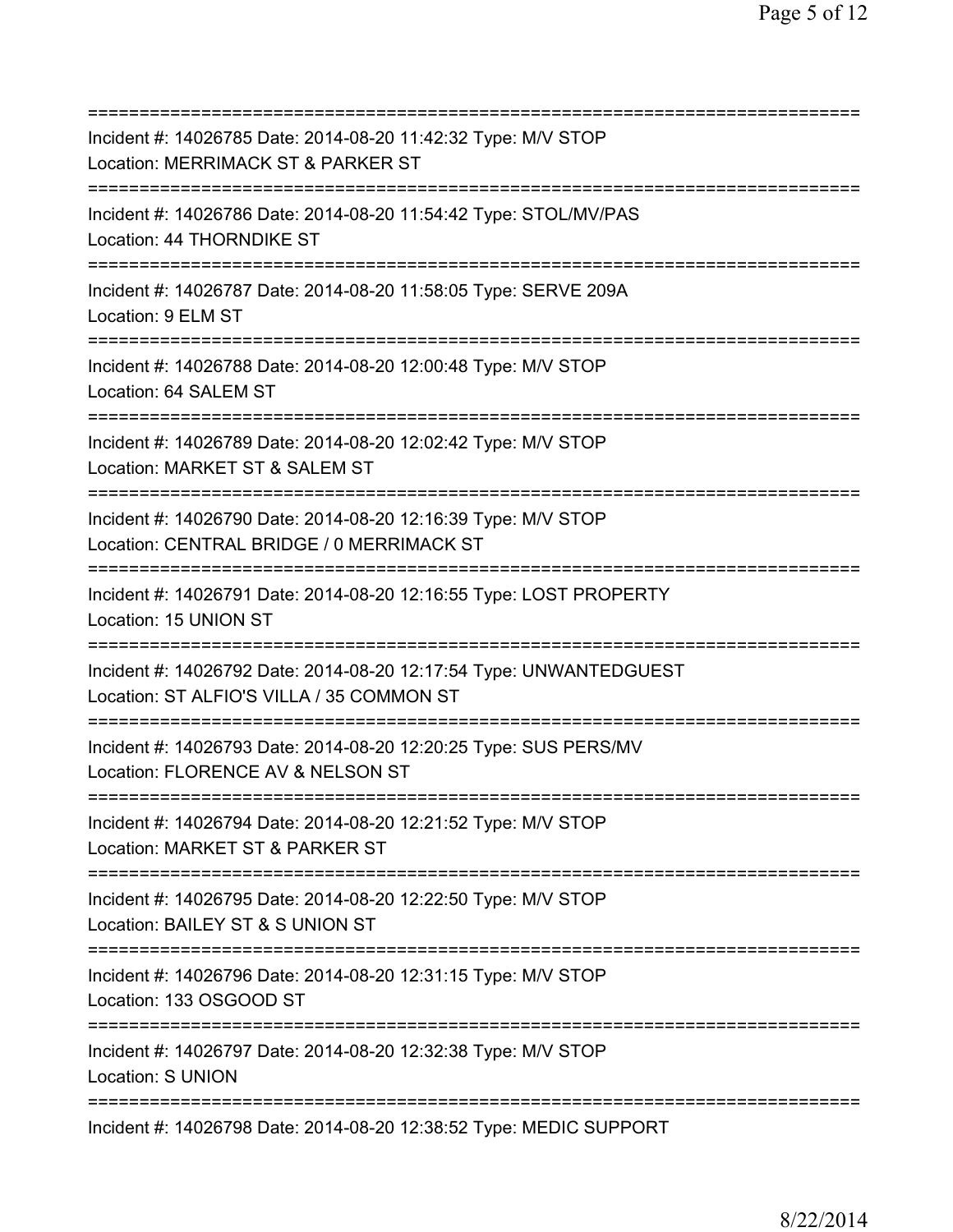==============================================================================
Incident #: 14026785 Date: 2014-08-20 11:42:32 Type: M/V STOP
Location: MERRIMACK ST & PARKER ST
==============================================================================
Incident #: 14026786 Date: 2014-08-20 11:54:42 Type: STOL/MV/PAS
Location: 44 THORNDIKE ST
==============================================================================
Incident #: 14026787 Date: 2014-08-20 11:58:05 Type: SERVE 209A
Location: 9 ELM ST
==============================================================================
Incident #: 14026788 Date: 2014-08-20 12:00:48 Type: M/V STOP
Location: 64 SALEM ST
==============================================================================
Incident #: 14026789 Date: 2014-08-20 12:02:42 Type: M/V STOP
Location: MARKET ST & SALEM ST
==============================================================================
Incident #: 14026790 Date: 2014-08-20 12:16:39 Type: M/V STOP
Location: CENTRAL BRIDGE / 0 MERRIMACK ST
==============================================================================
Incident #: 14026791 Date: 2014-08-20 12:16:55 Type: LOST PROPERTY
Location: 15 UNION ST
==============================================================================
Incident #: 14026792 Date: 2014-08-20 12:17:54 Type: UNWANTEDGUEST
Location: ST ALFIO'S VILLA / 35 COMMON ST
==============================================================================
Incident #: 14026793 Date: 2014-08-20 12:20:25 Type: SUS PERS/MV
Location: FLORENCE AV & NELSON ST
==============================================================================
Incident #: 14026794 Date: 2014-08-20 12:21:52 Type: M/V STOP
Location: MARKET ST & PARKER ST
==============================================================================
Incident #: 14026795 Date: 2014-08-20 12:22:50 Type: M/V STOP
Location: BAILEY ST & S UNION ST
==============================================================================
Incident #: 14026796 Date: 2014-08-20 12:31:15 Type: M/V STOP
Location: 133 OSGOOD ST
==============================================================================
Incident #: 14026797 Date: 2014-08-20 12:32:38 Type: M/V STOP
Location: S UNION
==============================================================================
Incident #: 14026798 Date: 2014-08-20 12:38:52 Type: MEDIC SUPPORT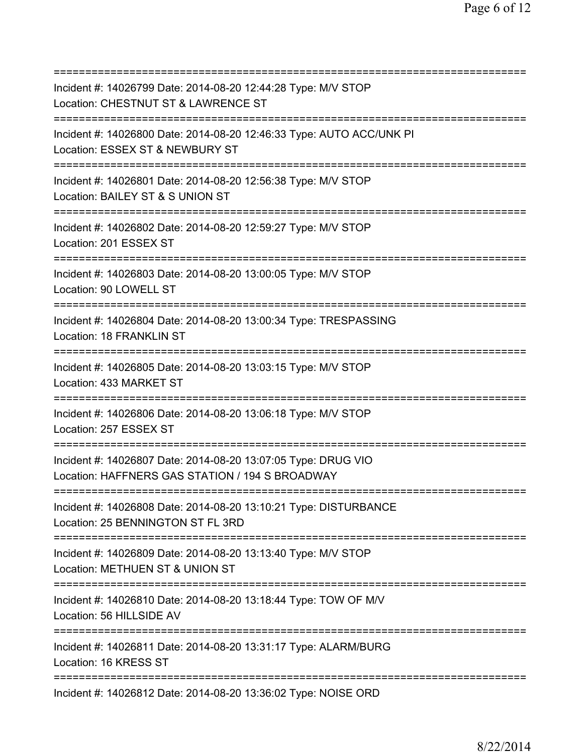===========================================================================

Incident #: 14026799 Date: 2014-08-20 12:44:28 Type: M/V STOP

Location: CHESTNUT ST & LAWRENCE ST

===========================================================================

Incident #: 14026800 Date: 2014-08-20 12:46:33 Type: AUTO ACC/UNK PI

Location: ESSEX ST & NEWBURY ST

===========================================================================

Incident #: 14026801 Date: 2014-08-20 12:56:38 Type: M/V STOP

Location: BAILEY ST & S UNION ST

===========================================================================

Incident #: 14026802 Date: 2014-08-20 12:59:27 Type: M/V STOP

Location: 201 ESSEX ST

===========================================================================

Incident #: 14026803 Date: 2014-08-20 13:00:05 Type: M/V STOP

Location: 90 LOWELL ST

===========================================================================

Incident #: 14026804 Date: 2014-08-20 13:00:34 Type: TRESPASSING

Location: 18 FRANKLIN ST

===========================================================================

Incident #: 14026805 Date: 2014-08-20 13:03:15 Type: M/V STOP

Location: 433 MARKET ST

===========================================================================

Incident #: 14026806 Date: 2014-08-20 13:06:18 Type: M/V STOP

Location: 257 ESSEX ST

===========================================================================

Incident #: 14026807 Date: 2014-08-20 13:07:05 Type: DRUG VIO

Location: HAFFNERS GAS STATION / 194 S BROADWAY

===========================================================================

Incident #: 14026808 Date: 2014-08-20 13:10:21 Type: DISTURBANCE

Location: 25 BENNINGTON ST FL 3RD

===========================================================================

Incident #: 14026809 Date: 2014-08-20 13:13:40 Type: M/V STOP

Location: METHUEN ST & UNION ST

===========================================================================

Incident #: 14026810 Date: 2014-08-20 13:18:44 Type: TOW OF M/V

Location: 56 HILLSIDE AV

===========================================================================

Incident #: 14026811 Date: 2014-08-20 13:31:17 Type: ALARM/BURG

Location: 16 KRESS ST

===========================================================================

Incident #: 14026812 Date: 2014-08-20 13:36:02 Type: NOISE ORD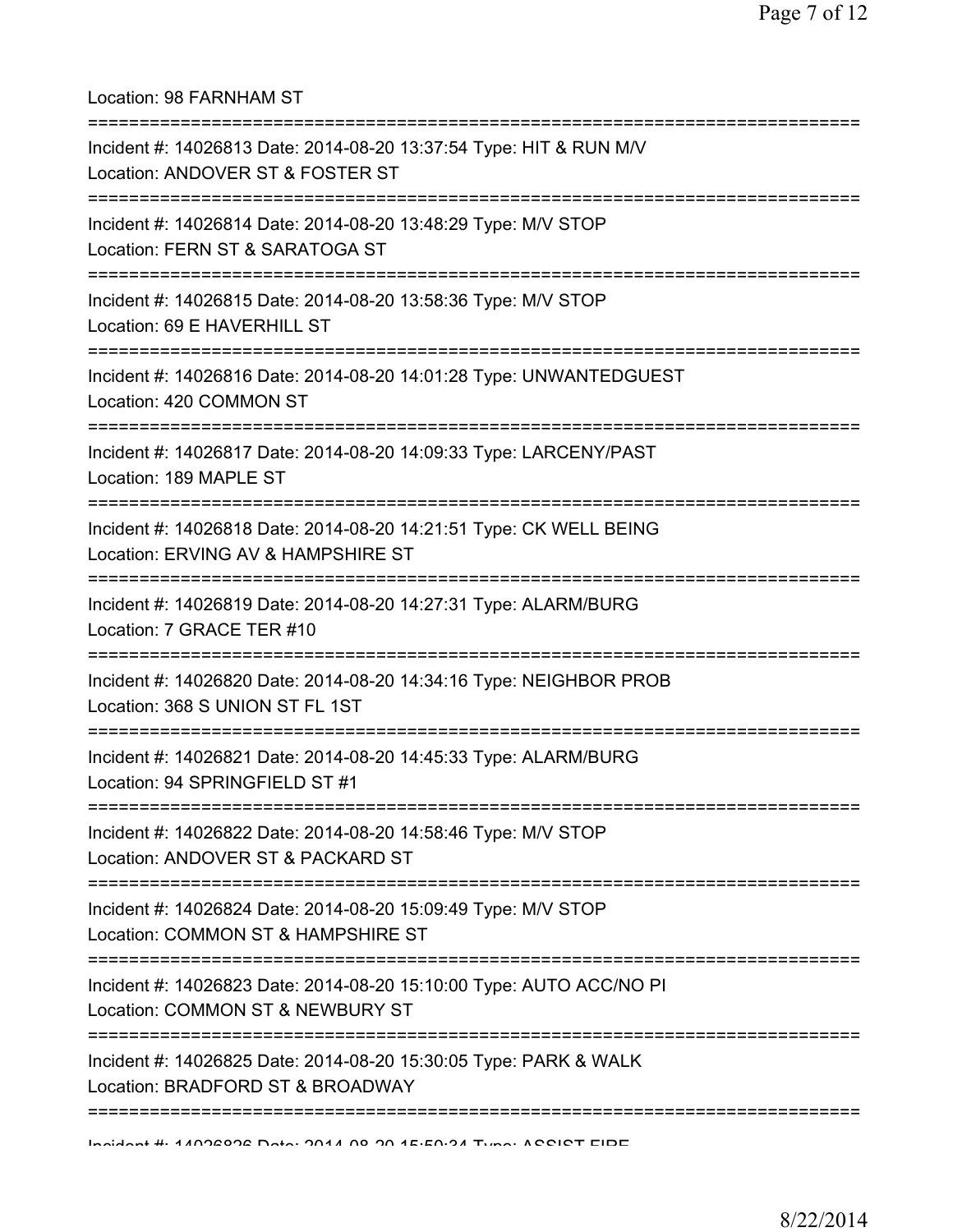Location: 98 FARNHAM ST

===========================================================================

Incident #: 14026813 Date: 2014-08-20 13:37:54 Type: HIT & RUN M/V
Location: ANDOVER ST & FOSTER ST

===========================================================================

Incident #: 14026814 Date: 2014-08-20 13:48:29 Type: M/V STOP
Location: FERN ST & SARATOGA ST

===========================================================================

Incident #: 14026815 Date: 2014-08-20 13:58:36 Type: M/V STOP
Location: 69 E HAVERHILL ST

===========================================================================

Incident #: 14026816 Date: 2014-08-20 14:01:28 Type: UNWANTEDGUEST
Location: 420 COMMON ST

===========================================================================

Incident #: 14026817 Date: 2014-08-20 14:09:33 Type: LARCENY/PAST
Location: 189 MAPLE ST

===========================================================================

Incident #: 14026818 Date: 2014-08-20 14:21:51 Type: CK WELL BEING
Location: ERVING AV & HAMPSHIRE ST

===========================================================================

Incident #: 14026819 Date: 2014-08-20 14:27:31 Type: ALARM/BURG
Location: 7 GRACE TER #10

===========================================================================

Incident #: 14026820 Date: 2014-08-20 14:34:16 Type: NEIGHBOR PROB
Location: 368 S UNION ST FL 1ST

===========================================================================

Incident #: 14026821 Date: 2014-08-20 14:45:33 Type: ALARM/BURG
Location: 94 SPRINGFIELD ST #1

===========================================================================

Incident #: 14026822 Date: 2014-08-20 14:58:46 Type: M/V STOP
Location: ANDOVER ST & PACKARD ST

===========================================================================

Incident #: 14026824 Date: 2014-08-20 15:09:49 Type: M/V STOP
Location: COMMON ST & HAMPSHIRE ST

===========================================================================

Incident #: 14026823 Date: 2014-08-20 15:10:00 Type: AUTO ACC/NO PI
Location: COMMON ST & NEWBURY ST

===========================================================================

Incident #: 14026825 Date: 2014-08-20 15:30:05 Type: PARK & WALK
Location: BRADFORD ST & BROADWAY

===========================================================================

Incident #: 14026826 Date: 2014-08-20 15:50:34 Type: ASSIST FIRE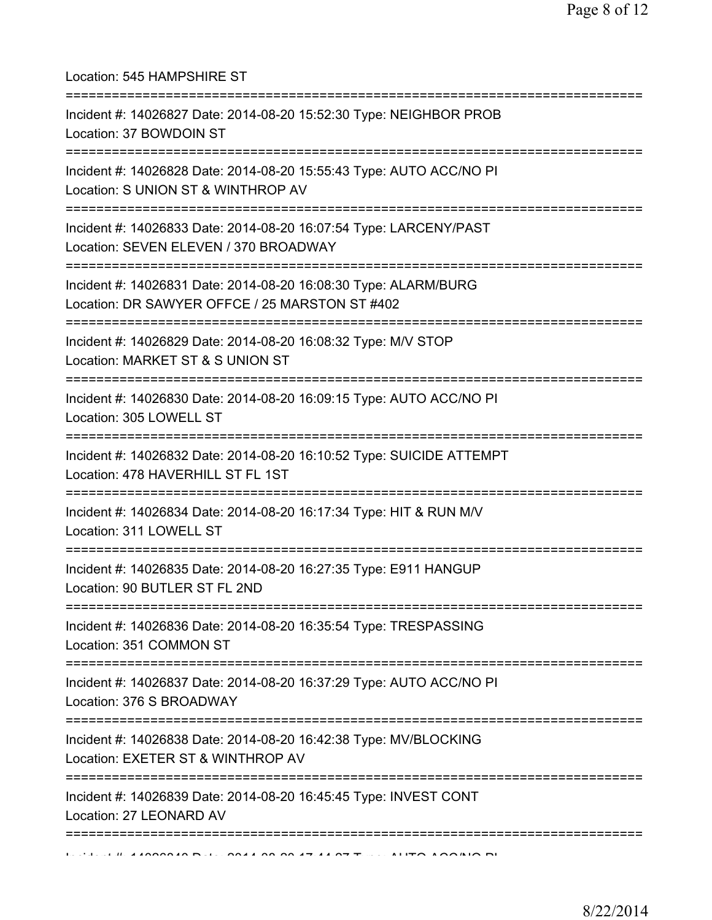Location: 545 HAMPSHIRE ST

===========================================================================

Incident #: 14026827 Date: 2014-08-20 15:52:30 Type: NEIGHBOR PROB
Location: 37 BOWDOIN ST

===========================================================================

Incident #: 14026828 Date: 2014-08-20 15:55:43 Type: AUTO ACC/NO PI
Location: S UNION ST & WINTHROP AV

===========================================================================

Incident #: 14026833 Date: 2014-08-20 16:07:54 Type: LARCENY/PAST
Location: SEVEN ELEVEN / 370 BROADWAY

===========================================================================

Incident #: 14026831 Date: 2014-08-20 16:08:30 Type: ALARM/BURG
Location: DR SAWYER OFFCE / 25 MARSTON ST #402

===========================================================================

Incident #: 14026829 Date: 2014-08-20 16:08:32 Type: M/V STOP
Location: MARKET ST & S UNION ST

===========================================================================

Incident #: 14026830 Date: 2014-08-20 16:09:15 Type: AUTO ACC/NO PI
Location: 305 LOWELL ST

===========================================================================

Incident #: 14026832 Date: 2014-08-20 16:10:52 Type: SUICIDE ATTEMPT
Location: 478 HAVERHILL ST FL 1ST

===========================================================================

Incident #: 14026834 Date: 2014-08-20 16:17:34 Type: HIT & RUN M/V
Location: 311 LOWELL ST

===========================================================================

Incident #: 14026835 Date: 2014-08-20 16:27:35 Type: E911 HANGUP
Location: 90 BUTLER ST FL 2ND

===========================================================================

Incident #: 14026836 Date: 2014-08-20 16:35:54 Type: TRESPASSING
Location: 351 COMMON ST

===========================================================================

Incident #: 14026837 Date: 2014-08-20 16:37:29 Type: AUTO ACC/NO PI
Location: 376 S BROADWAY

===========================================================================

Incident #: 14026838 Date: 2014-08-20 16:42:38 Type: MV/BLOCKING
Location: EXETER ST & WINTHROP AV

===========================================================================

Incident #: 14026839 Date: 2014-08-20 16:45:45 Type: INVEST CONT
Location: 27 LEONARD AV

===========================================================================

Incident #: 14026840 Date: 2014-08-20 17:44:27 Type: AUTO ACC/NO PI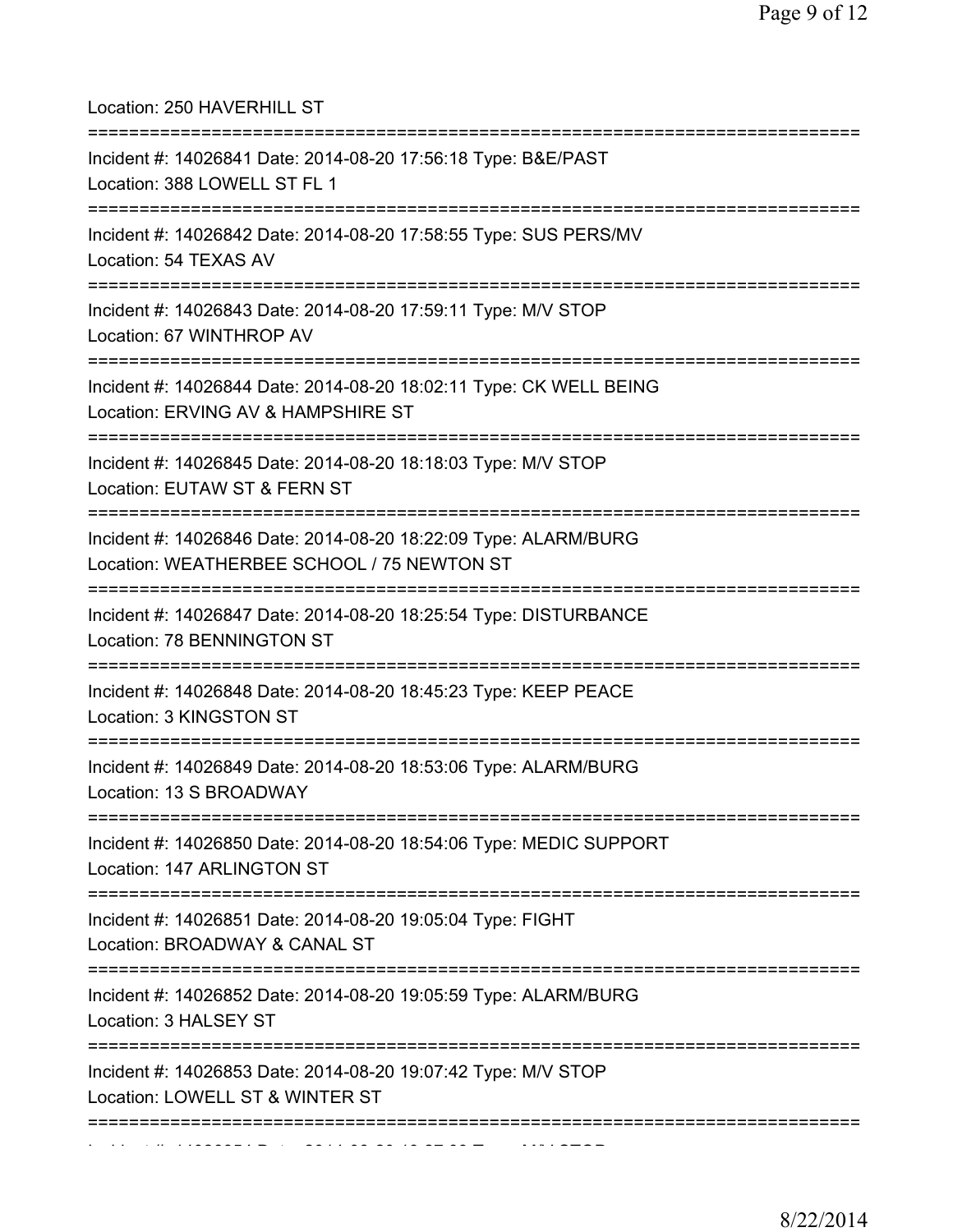Location: 250 HAVERHILL ST

===========================================================================

Incident #: 14026841 Date: 2014-08-20 17:56:18 Type: B&E/PAST
Location: 388 LOWELL ST FL 1

===========================================================================

Incident #: 14026842 Date: 2014-08-20 17:58:55 Type: SUS PERS/MV
Location: 54 TEXAS AV

===========================================================================

Incident #: 14026843 Date: 2014-08-20 17:59:11 Type: M/V STOP
Location: 67 WINTHROP AV

===========================================================================

Incident #: 14026844 Date: 2014-08-20 18:02:11 Type: CK WELL BEING
Location: ERVING AV & HAMPSHIRE ST

===========================================================================

Incident #: 14026845 Date: 2014-08-20 18:18:03 Type: M/V STOP
Location: EUTAW ST & FERN ST

===========================================================================

Incident #: 14026846 Date: 2014-08-20 18:22:09 Type: ALARM/BURG
Location: WEATHERBEE SCHOOL / 75 NEWTON ST

===========================================================================

Incident #: 14026847 Date: 2014-08-20 18:25:54 Type: DISTURBANCE
Location: 78 BENNINGTON ST

===========================================================================

Incident #: 14026848 Date: 2014-08-20 18:45:23 Type: KEEP PEACE
Location: 3 KINGSTON ST

===========================================================================

Incident #: 14026849 Date: 2014-08-20 18:53:06 Type: ALARM/BURG
Location: 13 S BROADWAY

===========================================================================

Incident #: 14026850 Date: 2014-08-20 18:54:06 Type: MEDIC SUPPORT
Location: 147 ARLINGTON ST

===========================================================================

Incident #: 14026851 Date: 2014-08-20 19:05:04 Type: FIGHT
Location: BROADWAY & CANAL ST

===========================================================================

Incident #: 14026852 Date: 2014-08-20 19:05:59 Type: ALARM/BURG
Location: 3 HALSEY ST

===========================================================================

Incident #: 14026853 Date: 2014-08-20 19:07:42 Type: M/V STOP
Location: LOWELL ST & WINTER ST

===========================================================================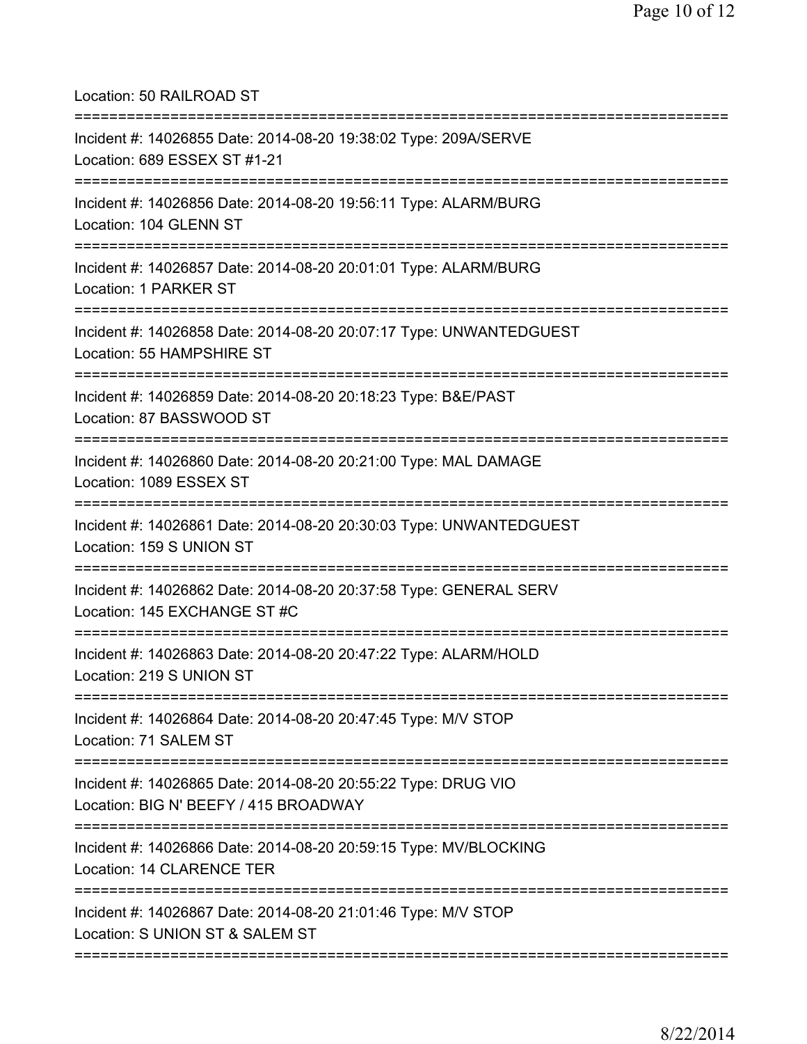Location: 50 RAILROAD ST

===========================================================================

Incident #: 14026855 Date: 2014-08-20 19:38:02 Type: 209A/SERVE

Location: 689 ESSEX ST #1-21

===========================================================================

Incident #: 14026856 Date: 2014-08-20 19:56:11 Type: ALARM/BURG

Location: 104 GLENN ST

===========================================================================

Incident #: 14026857 Date: 2014-08-20 20:01:01 Type: ALARM/BURG

Location: 1 PARKER ST

===========================================================================

Incident #: 14026858 Date: 2014-08-20 20:07:17 Type: UNWANTEDGUEST

Location: 55 HAMPSHIRE ST

===========================================================================

Incident #: 14026859 Date: 2014-08-20 20:18:23 Type: B&E/PAST

Location: 87 BASSWOOD ST

===========================================================================

Incident #: 14026860 Date: 2014-08-20 20:21:00 Type: MAL DAMAGE

Location: 1089 ESSEX ST

===========================================================================

Incident #: 14026861 Date: 2014-08-20 20:30:03 Type: UNWANTEDGUEST

Location: 159 S UNION ST

===========================================================================

Incident #: 14026862 Date: 2014-08-20 20:37:58 Type: GENERAL SERV

Location: 145 EXCHANGE ST #C

===========================================================================

Incident #: 14026863 Date: 2014-08-20 20:47:22 Type: ALARM/HOLD

Location: 219 S UNION ST

===========================================================================

Incident #: 14026864 Date: 2014-08-20 20:47:45 Type: M/V STOP

Location: 71 SALEM ST

===========================================================================

Incident #: 14026865 Date: 2014-08-20 20:55:22 Type: DRUG VIO

Location: BIG N' BEEFY / 415 BROADWAY

===========================================================================

Incident #: 14026866 Date: 2014-08-20 20:59:15 Type: MV/BLOCKING

Location: 14 CLARENCE TER

===========================================================================

Incident #: 14026867 Date: 2014-08-20 21:01:46 Type: M/V STOP

Location: S UNION ST & SALEM ST

===========================================================================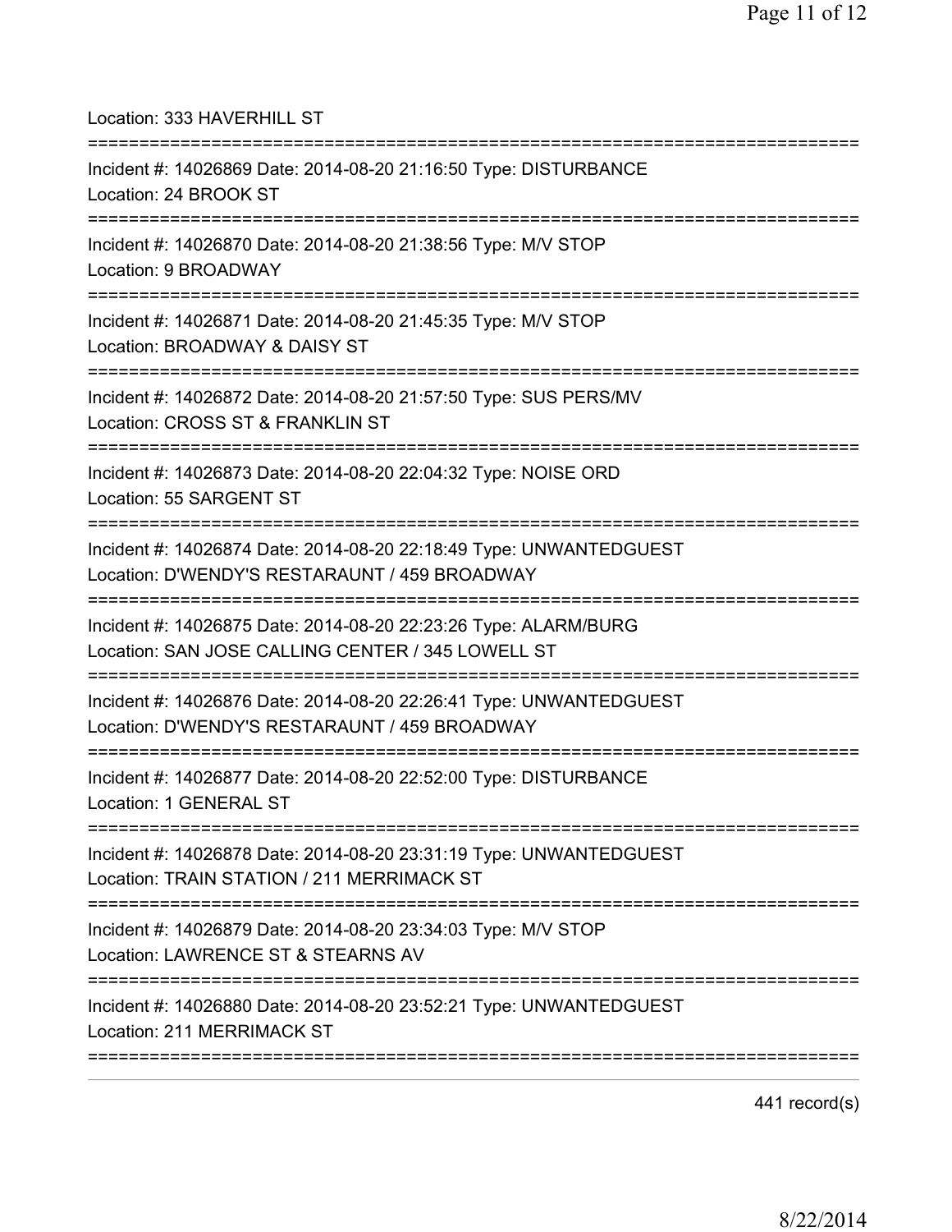Location: 333 HAVERHILL ST

===========================================================================

Incident #: 14026869 Date: 2014-08-20 21:16:50 Type: DISTURBANCE
Location: 24 BROOK ST

===========================================================================

Incident #: 14026870 Date: 2014-08-20 21:38:56 Type: M/V STOP
Location: 9 BROADWAY

===========================================================================

Incident #: 14026871 Date: 2014-08-20 21:45:35 Type: M/V STOP
Location: BROADWAY & DAISY ST

===========================================================================

Incident #: 14026872 Date: 2014-08-20 21:57:50 Type: SUS PERS/MV
Location: CROSS ST & FRANKLIN ST

===========================================================================

Incident #: 14026873 Date: 2014-08-20 22:04:32 Type: NOISE ORD
Location: 55 SARGENT ST

===========================================================================

Incident #: 14026874 Date: 2014-08-20 22:18:49 Type: UNWANTEDGUEST
Location: D'WENDY'S RESTARAUNT / 459 BROADWAY

===========================================================================

Incident #: 14026875 Date: 2014-08-20 22:23:26 Type: ALARM/BURG
Location: SAN JOSE CALLING CENTER / 345 LOWELL ST

===========================================================================

Incident #: 14026876 Date: 2014-08-20 22:26:41 Type: UNWANTEDGUEST
Location: D'WENDY'S RESTARAUNT / 459 BROADWAY

===========================================================================

Incident #: 14026877 Date: 2014-08-20 22:52:00 Type: DISTURBANCE
Location: 1 GENERAL ST

===========================================================================

Incident #: 14026878 Date: 2014-08-20 23:31:19 Type: UNWANTEDGUEST
Location: TRAIN STATION / 211 MERRIMACK ST

===========================================================================

Incident #: 14026879 Date: 2014-08-20 23:34:03 Type: M/V STOP
Location: LAWRENCE ST & STEARNS AV

===========================================================================

Incident #: 14026880 Date: 2014-08-20 23:52:21 Type: UNWANTEDGUEST
Location: 211 MERRIMACK ST

===========================================================================

441 record(s)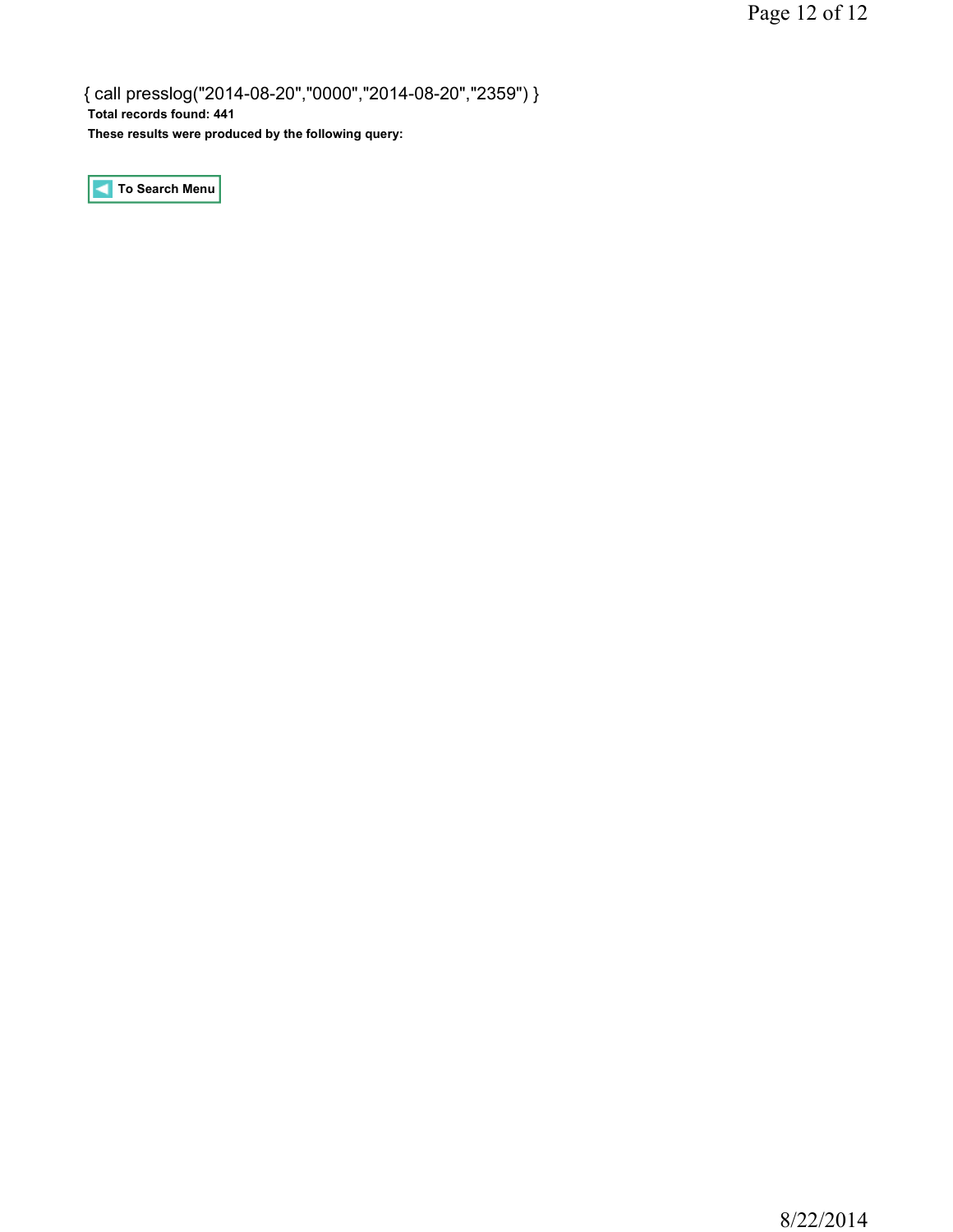{ call presslog("2014-08-20","0000","2014-08-20","2359") }

**Total records found: 441**

**These results were produced by the following query:**

**To Search Menu**